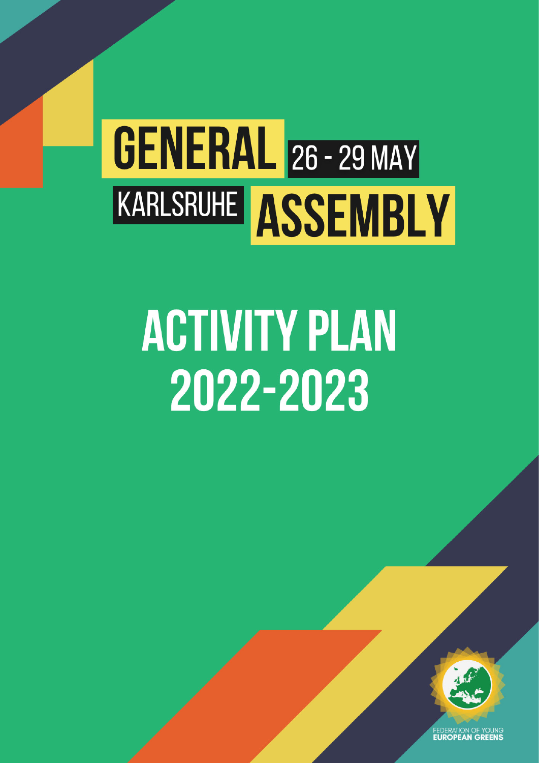# GENERAL ASSEMBLY

26 - 29 MAY

KARLSRUHE

# ACTIVITY PLAN 2022-2023

FEDERATION OF YOUNG EUROPEAN GREENS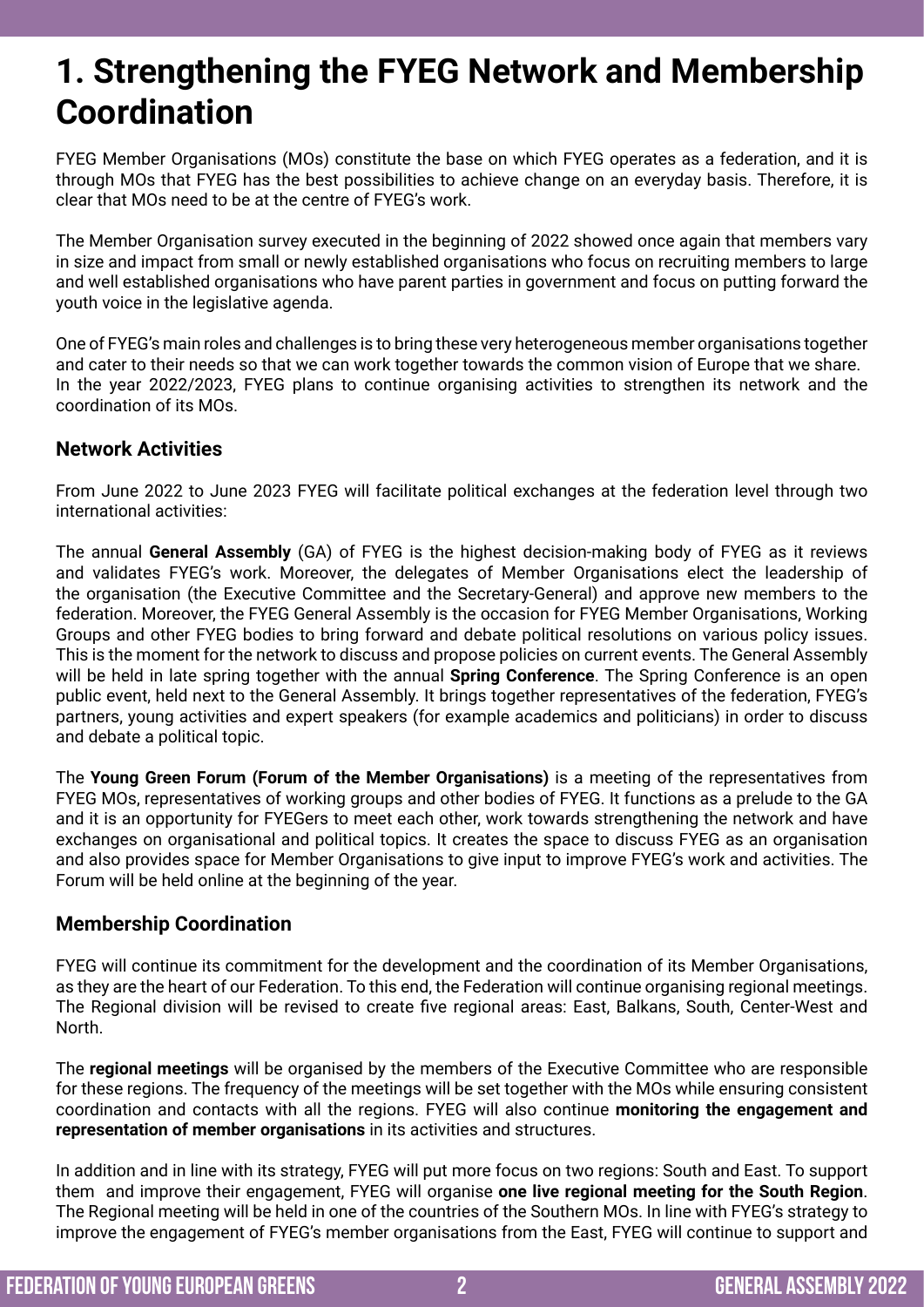# 1. Strengthening the FYEG Network and Membership Coordination

FYEG Member Organisations (MOs) constitute the base on which FYEG operates as a federation, and it is through MOs that FYEG has the best possibilities to achieve change on an everyday basis. Therefore, it is clear that MOs need to be at the centre of FYEG's work.

The Member Organisation survey executed in the beginning of 2022 showed once again that members vary in size and impact from small or newly established organisations who focus on recruiting members to large and well established organisations who have parent parties in government and focus on putting forward the youth voice in the legislative agenda.

One of FYEG's main roles and challenges is to bring these very heterogeneous member organisations together and cater to their needs so that we can work together towards the common vision of Europe that we share. In the year 2022/2023, FYEG plans to continue organising activities to strengthen its network and the coordination of its MOs.

## Network Activities

From June 2022 to June 2023 FYEG will facilitate political exchanges at the federation level through two international activities:

The annual **General Assembly** (GA) of FYEG is the highest decision-making body of FYEG as it reviews and validates FYEG's work. Moreover, the delegates of Member Organisations elect the leadership of the organisation (the Executive Committee and the Secretary-General) and approve new members to the federation. Moreover, the FYEG General Assembly is the occasion for FYEG Member Organisations, Working Groups and other FYEG bodies to bring forward and debate political resolutions on various policy issues. This is the moment for the network to discuss and propose policies on current events. The General Assembly will be held in late spring together with the annual **Spring Conference**. The Spring Conference is an open public event, held next to the General Assembly. It brings together representatives of the federation, FYEG's partners, young activities and expert speakers (for example academics and politicians) in order to discuss and debate a political topic.

The **Young Green Forum (Forum of the Member Organisations)** is a meeting of the representatives from FYEG MOs, representatives of working groups and other bodies of FYEG. It functions as a prelude to the GA and it is an opportunity for FYEGers to meet each other, work towards strengthening the network and have exchanges on organisational and political topics. It creates the space to discuss FYEG as an organisation and also provides space for Member Organisations to give input to improve FYEG's work and activities. The Forum will be held online at the beginning of the year.

## Membership Coordination

FYEG will continue its commitment for the development and the coordination of its Member Organisations, as they are the heart of our Federation. To this end, the Federation will continue organising regional meetings. The Regional division will be revised to create five regional areas: East, Balkans, South, Center-West and North.

The **regional meetings** will be organised by the members of the Executive Committee who are responsible for these regions. The frequency of the meetings will be set together with the MOs while ensuring consistent coordination and contacts with all the regions. FYEG will also continue **monitoring the engagement and representation of member organisations** in its activities and structures.

In addition and in line with its strategy, FYEG will put more focus on two regions: South and East. To support them and improve their engagement, FYEG will organise **one live regional meeting for the South Region**. The Regional meeting will be held in one of the countries of the Southern MOs. In line with FYEG's strategy to improve the engagement of FYEG's member organisations from the East, FYEG will continue to support and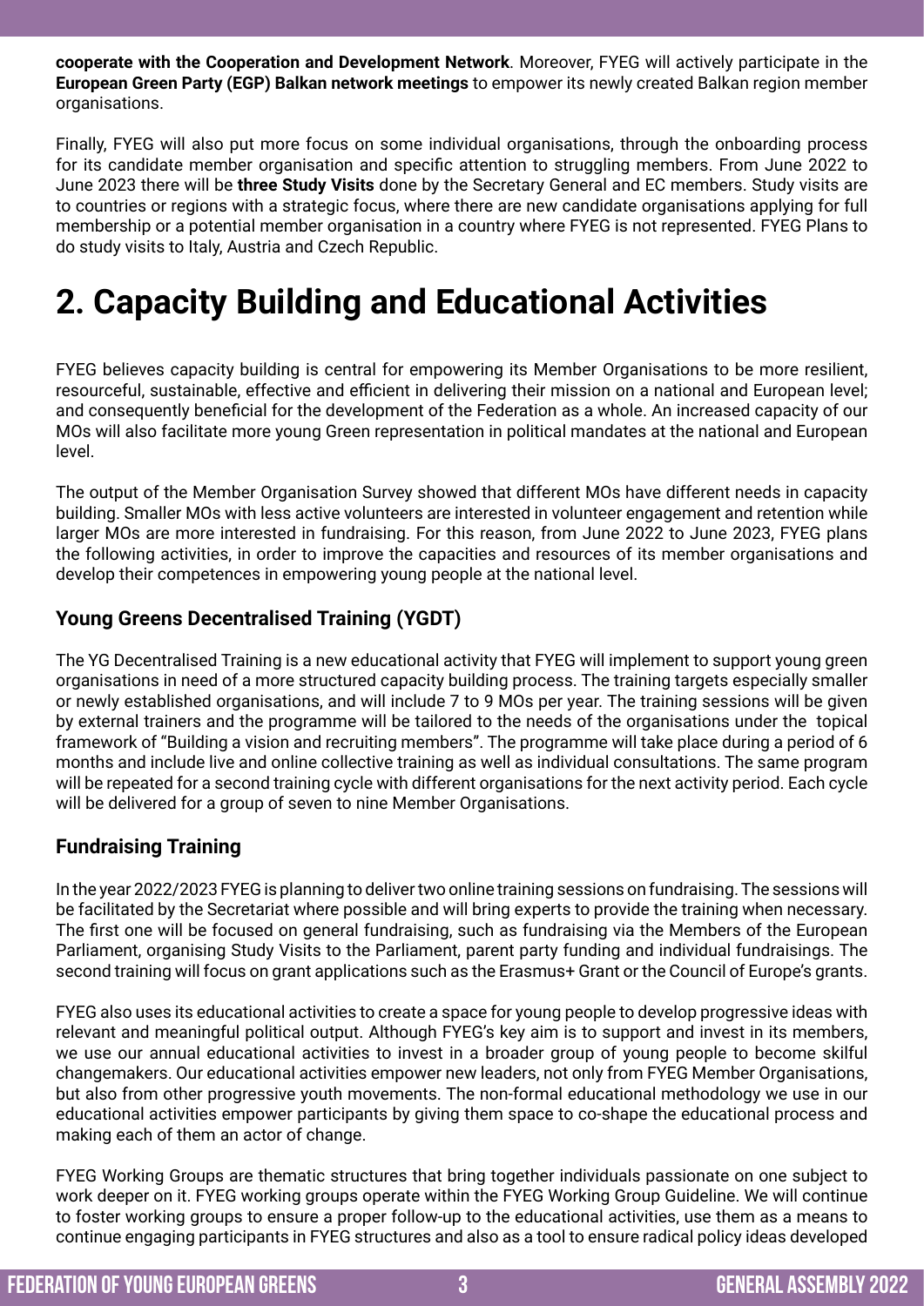**cooperate with the Cooperation and Development Network**. Moreover, FYEG will actively participate in the **European Green Party (EGP) Balkan network meetings** to empower its newly created Balkan region member organisations.

Finally, FYEG will also put more focus on some individual organisations, through the onboarding process for its candidate member organisation and specific attention to struggling members. From June 2022 to June 2023 there will be **three Study Visits** done by the Secretary General and EC members. Study visits are to countries or regions with a strategic focus, where there are new candidate organisations applying for full membership or a potential member organisation in a country where FYEG is not represented. FYEG Plans to do study visits to Italy, Austria and Czech Republic.

# 2. Capacity Building and Educational Activities

FYEG believes capacity building is central for empowering its Member Organisations to be more resilient, resourceful, sustainable, effective and efficient in delivering their mission on a national and European level; and consequently beneficial for the development of the Federation as a whole. An increased capacity of our MOs will also facilitate more young Green representation in political mandates at the national and European level.

The output of the Member Organisation Survey showed that different MOs have different needs in capacity building. Smaller MOs with less active volunteers are interested in volunteer engagement and retention while larger MOs are more interested in fundraising. For this reason, from June 2022 to June 2023, FYEG plans the following activities, in order to improve the capacities and resources of its member organisations and develop their competences in empowering young people at the national level.

### Young Greens Decentralised Training (YGDT)

The YG Decentralised Training is a new educational activity that FYEG will implement to support young green organisations in need of a more structured capacity building process. The training targets especially smaller or newly established organisations, and will include 7 to 9 MOs per year. The training sessions will be given by external trainers and the programme will be tailored to the needs of the organisations under the topical framework of "Building a vision and recruiting members". The programme will take place during a period of 6 months and include live and online collective training as well as individual consultations. The same program will be repeated for a second training cycle with different organisations for the next activity period. Each cycle will be delivered for a group of seven to nine Member Organisations.

### Fundraising Training

In the year 2022/2023 FYEG is planning to deliver two online training sessions on fundraising. The sessions will be facilitated by the Secretariat where possible and will bring experts to provide the training when necessary. The first one will be focused on general fundraising, such as fundraising via the Members of the European Parliament, organising Study Visits to the Parliament, parent party funding and individual fundraisings. The second training will focus on grant applications such as the Erasmus+ Grant or the Council of Europe's grants.

FYEG also uses its educational activities to create a space for young people to develop progressive ideas with relevant and meaningful political output. Although FYEG's key aim is to support and invest in its members, we use our annual educational activities to invest in a broader group of young people to become skilful changemakers. Our educational activities empower new leaders, not only from FYEG Member Organisations, but also from other progressive youth movements. The non-formal educational methodology we use in our educational activities empower participants by giving them space to co-shape the educational process and making each of them an actor of change.

FYEG Working Groups are thematic structures that bring together individuals passionate on one subject to work deeper on it. FYEG working groups operate within the FYEG Working Group Guideline. We will continue to foster working groups to ensure a proper follow-up to the educational activities, use them as a means to continue engaging participants in FYEG structures and also as a tool to ensure radical policy ideas developed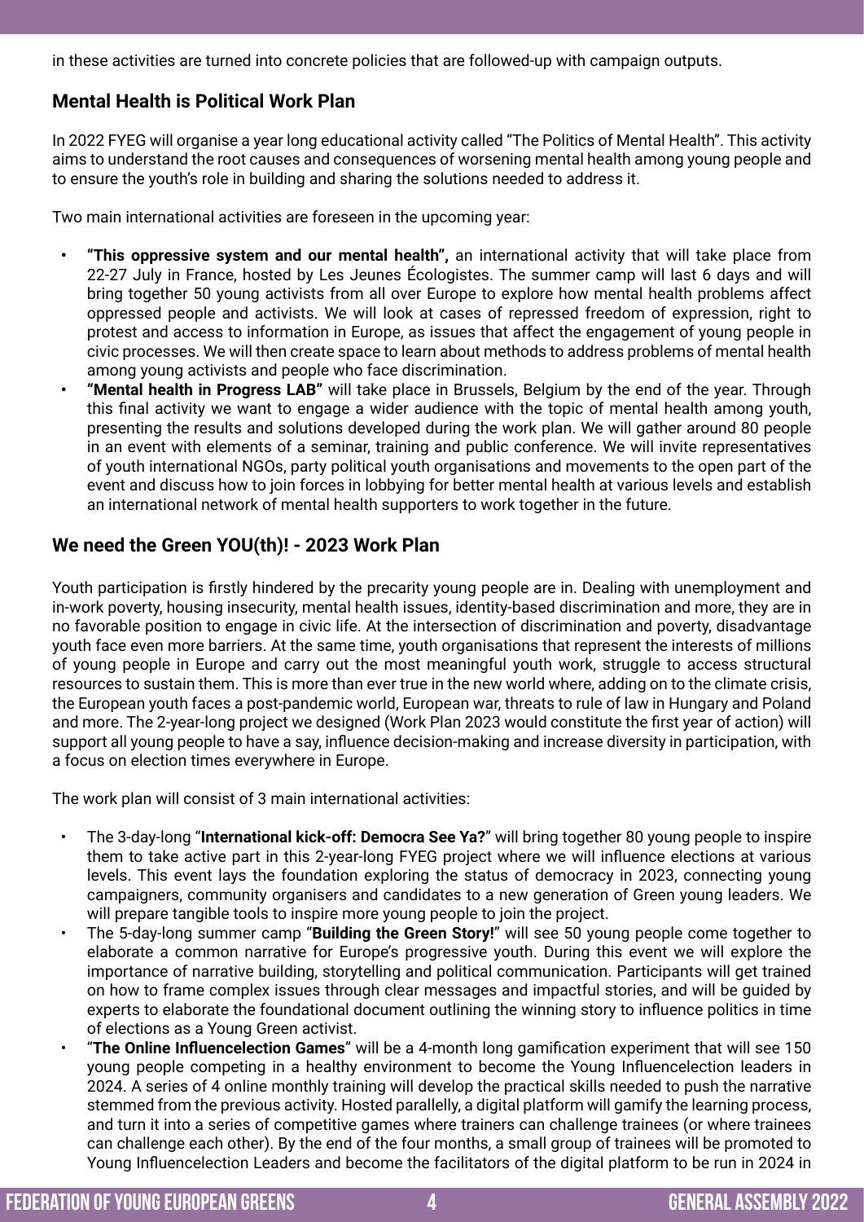in these activities are turned into concrete policies that are followed-up with campaign outputs.

## Mental Health is Political Work Plan

In 2022 FYEG will organise a year long educational activity called "The Politics of Mental Health". This activity aims to understand the root causes and consequences of worsening mental health among young people and to ensure the youth's role in building and sharing the solutions needed to address it.

Two main international activities are foreseen in the upcoming year:

- **"This oppressive system and our mental health",** an international activity that will take place from 22-27 July in France, hosted by Les Jeunes Écologistes. The summer camp will last 6 days and will bring together 50 young activists from all over Europe to explore how mental health problems affect oppressed people and activists. We will look at cases of repressed freedom of expression, right to protest and access to information in Europe, as issues that affect the engagement of young people in civic processes. We will then create space to learn about methods to address problems of mental health among young activists and people who face discrimination.
- **"Mental health in Progress LAB"** will take place in Brussels, Belgium by the end of the year. Through this final activity we want to engage a wider audience with the topic of mental health among youth, presenting the results and solutions developed during the work plan. We will gather around 80 people in an event with elements of a seminar, training and public conference. We will invite representatives of youth international NGOs, party political youth organisations and movements to the open part of the event and discuss how to join forces in lobbying for better mental health at various levels and establish an international network of mental health supporters to work together in the future.

## We need the Green YOU(th)! - 2023 Work Plan

Youth participation is firstly hindered by the precarity young people are in. Dealing with unemployment and in-work poverty, housing insecurity, mental health issues, identity-based discrimination and more, they are in no favorable position to engage in civic life. At the intersection of discrimination and poverty, disadvantage youth face even more barriers. At the same time, youth organisations that represent the interests of millions of young people in Europe and carry out the most meaningful youth work, struggle to access structural resources to sustain them. This is more than ever true in the new world where, adding on to the climate crisis, the European youth faces a post-pandemic world, European war, threats to rule of law in Hungary and Poland and more. The 2-year-long project we designed (Work Plan 2023 would constitute the first year of action) will support all young people to have a say, influence decision-making and increase diversity in participation, with a focus on election times everywhere in Europe.

The work plan will consist of 3 main international activities:

- The 3-day-long "**International kick-off: Democra See Ya?**" will bring together 80 young people to inspire them to take active part in this 2-year-long FYEG project where we will influence elections at various levels. This event lays the foundation exploring the status of democracy in 2023, connecting young campaigners, community organisers and candidates to a new generation of Green young leaders. We will prepare tangible tools to inspire more young people to join the project.
- The 5-day-long summer camp "**Building the Green Story!**" will see 50 young people come together to elaborate a common narrative for Europe's progressive youth. During this event we will explore the importance of narrative building, storytelling and political communication. Participants will get trained on how to frame complex issues through clear messages and impactful stories, and will be guided by experts to elaborate the foundational document outlining the winning story to influence politics in time of elections as a Young Green activist.
- "**The Online Influencelection Games**" will be a 4-month long gamification experiment that will see 150 young people competing in a healthy environment to become the Young Influencelection leaders in 2024. A series of 4 online monthly training will develop the practical skills needed to push the narrative stemmed from the previous activity. Hosted parallelly, a digital platform will gamify the learning process, and turn it into a series of competitive games where trainers can challenge trainees (or where trainees can challenge each other). By the end of the four months, a small group of trainees will be promoted to Young Influencelection Leaders and become the facilitators of the digital platform to be run in 2024 in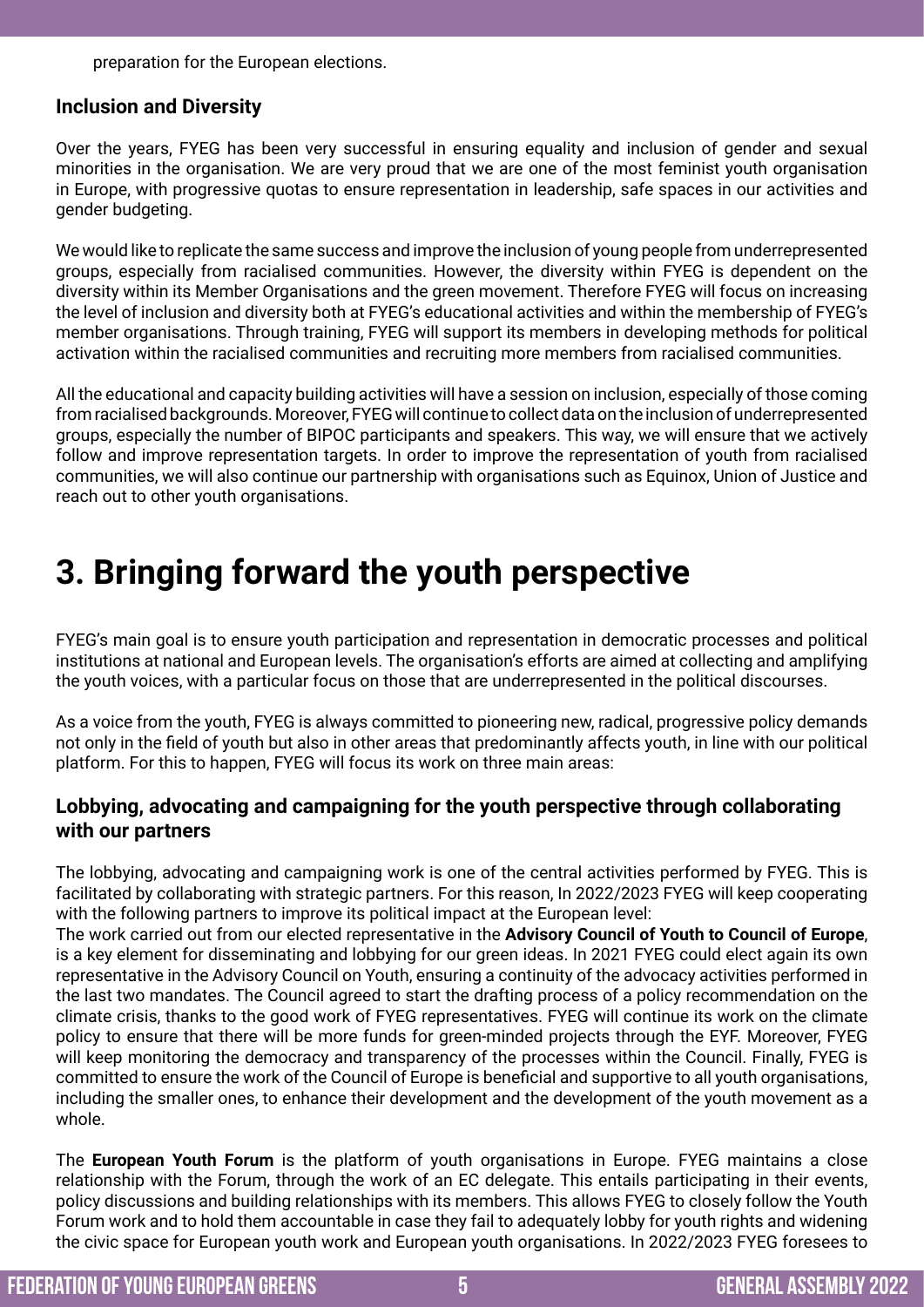preparation for the European elections.

### Inclusion and Diversity

Over the years, FYEG has been very successful in ensuring equality and inclusion of gender and sexual minorities in the organisation. We are very proud that we are one of the most feminist youth organisation in Europe, with progressive quotas to ensure representation in leadership, safe spaces in our activities and gender budgeting.

We would like to replicate the same success and improve the inclusion of young people from underrepresented groups, especially from racialised communities. However, the diversity within FYEG is dependent on the diversity within its Member Organisations and the green movement. Therefore FYEG will focus on increasing the level of inclusion and diversity both at FYEG's educational activities and within the membership of FYEG's member organisations. Through training, FYEG will support its members in developing methods for political activation within the racialised communities and recruiting more members from racialised communities.

All the educational and capacity building activities will have a session on inclusion, especially of those coming from racialised backgrounds. Moreover, FYEG will continue to collect data on the inclusion of underrepresented groups, especially the number of BIPOC participants and speakers. This way, we will ensure that we actively follow and improve representation targets. In order to improve the representation of youth from racialised communities, we will also continue our partnership with organisations such as Equinox, Union of Justice and reach out to other youth organisations.

# 3. Bringing forward the youth perspective

FYEG's main goal is to ensure youth participation and representation in democratic processes and political institutions at national and European levels. The organisation's efforts are aimed at collecting and amplifying the youth voices, with a particular focus on those that are underrepresented in the political discourses.

As a voice from the youth, FYEG is always committed to pioneering new, radical, progressive policy demands not only in the field of youth but also in other areas that predominantly affects youth, in line with our political platform. For this to happen, FYEG will focus its work on three main areas:

### Lobbying, advocating and campaigning for the youth perspective through collaborating with our partners

The lobbying, advocating and campaigning work is one of the central activities performed by FYEG. This is facilitated by collaborating with strategic partners. For this reason, In 2022/2023 FYEG will keep cooperating with the following partners to improve its political impact at the European level:
The work carried out from our elected representative in the **Advisory Council of Youth to Council of Europe**, is a key element for disseminating and lobbying for our green ideas. In 2021 FYEG could elect again its own representative in the Advisory Council on Youth, ensuring a continuity of the advocacy activities performed in the last two mandates. The Council agreed to start the drafting process of a policy recommendation on the climate crisis, thanks to the good work of FYEG representatives. FYEG will continue its work on the climate policy to ensure that there will be more funds for green-minded projects through the EYF. Moreover, FYEG will keep monitoring the democracy and transparency of the processes within the Council. Finally, FYEG is committed to ensure the work of the Council of Europe is beneficial and supportive to all youth organisations, including the smaller ones, to enhance their development and the development of the youth movement as a whole.

The **European Youth Forum** is the platform of youth organisations in Europe. FYEG maintains a close relationship with the Forum, through the work of an EC delegate. This entails participating in their events, policy discussions and building relationships with its members. This allows FYEG to closely follow the Youth Forum work and to hold them accountable in case they fail to adequately lobby for youth rights and widening the civic space for European youth work and European youth organisations. In 2022/2023 FYEG foresees to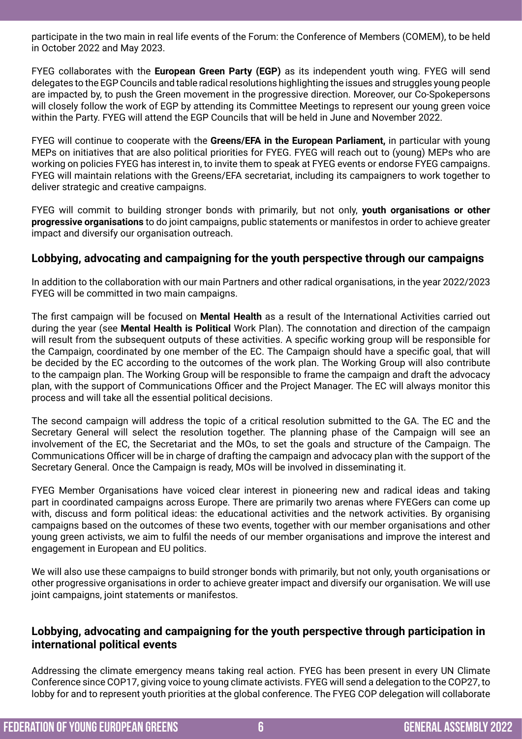participate in the two main in real life events of the Forum: the Conference of Members (COMEM), to be held in October 2022 and May 2023.

FYEG collaborates with the **European Green Party (EGP)** as its independent youth wing. FYEG will send delegates to the EGP Councils and table radical resolutions highlighting the issues and struggles young people are impacted by, to push the Green movement in the progressive direction. Moreover, our Co-Spokepersons will closely follow the work of EGP by attending its Committee Meetings to represent our young green voice within the Party. FYEG will attend the EGP Councils that will be held in June and November 2022.

FYEG will continue to cooperate with the **Greens/EFA in the European Parliament,** in particular with young MEPs on initiatives that are also political priorities for FYEG. FYEG will reach out to (young) MEPs who are working on policies FYEG has interest in, to invite them to speak at FYEG events or endorse FYEG campaigns. FYEG will maintain relations with the Greens/EFA secretariat, including its campaigners to work together to deliver strategic and creative campaigns.

FYEG will commit to building stronger bonds with primarily, but not only, **youth organisations or other progressive organisations** to do joint campaigns, public statements or manifestos in order to achieve greater impact and diversify our organisation outreach.

### Lobbying, advocating and campaigning for the youth perspective through our campaigns

In addition to the collaboration with our main Partners and other radical organisations, in the year 2022/2023 FYEG will be committed in two main campaigns.

The first campaign will be focused on **Mental Health** as a result of the International Activities carried out during the year (see **Mental Health is Political** Work Plan). The connotation and direction of the campaign will result from the subsequent outputs of these activities. A specific working group will be responsible for the Campaign, coordinated by one member of the EC. The Campaign should have a specific goal, that will be decided by the EC according to the outcomes of the work plan. The Working Group will also contribute to the campaign plan. The Working Group will be responsible to frame the campaign and draft the advocacy plan, with the support of Communications Officer and the Project Manager. The EC will always monitor this process and will take all the essential political decisions.

The second campaign will address the topic of a critical resolution submitted to the GA. The EC and the Secretary General will select the resolution together. The planning phase of the Campaign will see an involvement of the EC, the Secretariat and the MOs, to set the goals and structure of the Campaign. The Communications Officer will be in charge of drafting the campaign and advocacy plan with the support of the Secretary General. Once the Campaign is ready, MOs will be involved in disseminating it.

FYEG Member Organisations have voiced clear interest in pioneering new and radical ideas and taking part in coordinated campaigns across Europe. There are primarily two arenas where FYEGers can come up with, discuss and form political ideas: the educational activities and the network activities. By organising campaigns based on the outcomes of these two events, together with our member organisations and other young green activists, we aim to fulfil the needs of our member organisations and improve the interest and engagement in European and EU politics.

We will also use these campaigns to build stronger bonds with primarily, but not only, youth organisations or other progressive organisations in order to achieve greater impact and diversify our organisation. We will use joint campaigns, joint statements or manifestos.

### Lobbying, advocating and campaigning for the youth perspective through participation in international political events

Addressing the climate emergency means taking real action. FYEG has been present in every UN Climate Conference since COP17, giving voice to young climate activists. FYEG will send a delegation to the COP27, to lobby for and to represent youth priorities at the global conference. The FYEG COP delegation will collaborate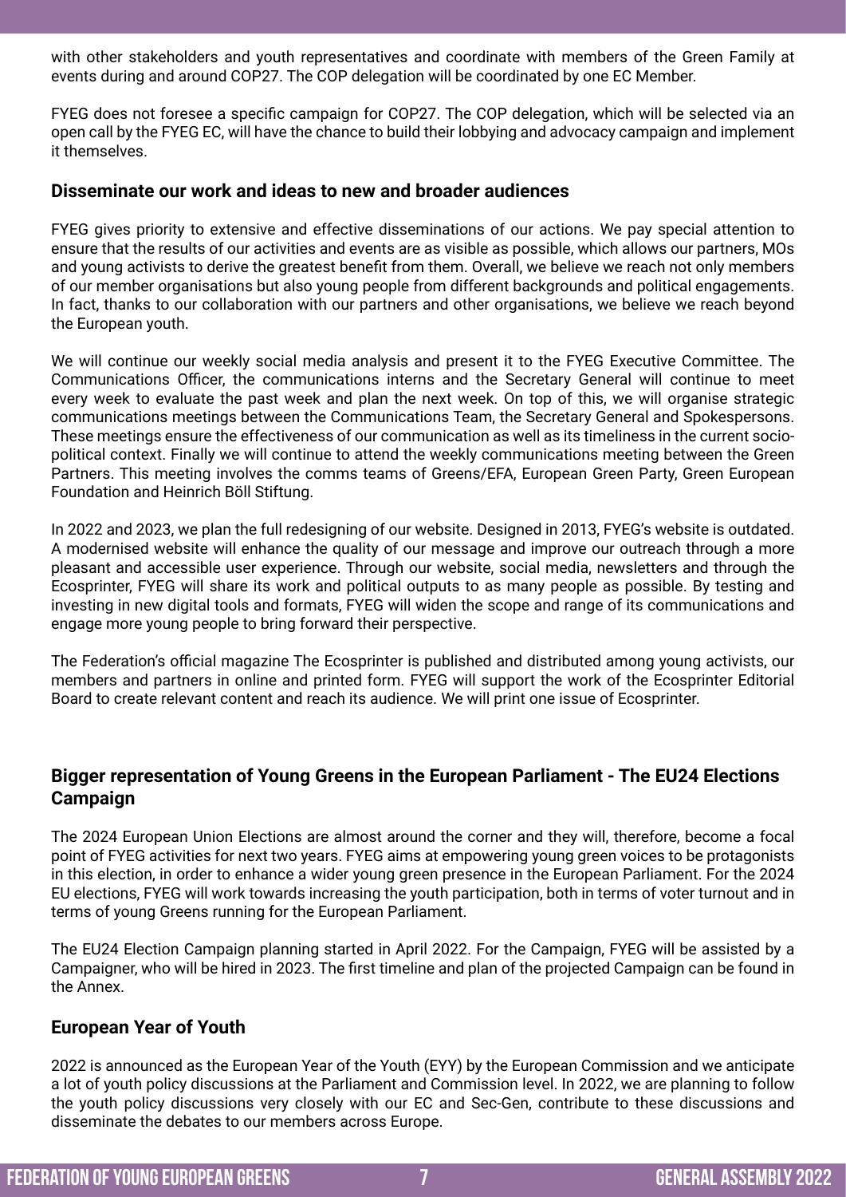with other stakeholders and youth representatives and coordinate with members of the Green Family at events during and around COP27. The COP delegation will be coordinated by one EC Member.

FYEG does not foresee a specific campaign for COP27. The COP delegation, which will be selected via an open call by the FYEG EC, will have the chance to build their lobbying and advocacy campaign and implement it themselves.

### Disseminate our work and ideas to new and broader audiences

FYEG gives priority to extensive and effective disseminations of our actions. We pay special attention to ensure that the results of our activities and events are as visible as possible, which allows our partners, MOs and young activists to derive the greatest benefit from them. Overall, we believe we reach not only members of our member organisations but also young people from different backgrounds and political engagements. In fact, thanks to our collaboration with our partners and other organisations, we believe we reach beyond the European youth.

We will continue our weekly social media analysis and present it to the FYEG Executive Committee. The Communications Officer, the communications interns and the Secretary General will continue to meet every week to evaluate the past week and plan the next week. On top of this, we will organise strategic communications meetings between the Communications Team, the Secretary General and Spokespersons. These meetings ensure the effectiveness of our communication as well as its timeliness in the current socio-political context. Finally we will continue to attend the weekly communications meeting between the Green Partners. This meeting involves the comms teams of Greens/EFA, European Green Party, Green European Foundation and Heinrich Böll Stiftung.

In 2022 and 2023, we plan the full redesigning of our website. Designed in 2013, FYEG's website is outdated. A modernised website will enhance the quality of our message and improve our outreach through a more pleasant and accessible user experience. Through our website, social media, newsletters and through the Ecosprinter, FYEG will share its work and political outputs to as many people as possible. By testing and investing in new digital tools and formats, FYEG will widen the scope and range of its communications and engage more young people to bring forward their perspective.

The Federation's official magazine The Ecosprinter is published and distributed among young activists, our members and partners in online and printed form. FYEG will support the work of the Ecosprinter Editorial Board to create relevant content and reach its audience. We will print one issue of Ecosprinter.

### Bigger representation of Young Greens in the European Parliament - The EU24 Elections Campaign

The 2024 European Union Elections are almost around the corner and they will, therefore, become a focal point of FYEG activities for next two years. FYEG aims at empowering young green voices to be protagonists in this election, in order to enhance a wider young green presence in the European Parliament. For the 2024 EU elections, FYEG will work towards increasing the youth participation, both in terms of voter turnout and in terms of young Greens running for the European Parliament.

The EU24 Election Campaign planning started in April 2022. For the Campaign, FYEG will be assisted by a Campaigner, who will be hired in 2023. The first timeline and plan of the projected Campaign can be found in the Annex.

### European Year of Youth

2022 is announced as the European Year of the Youth (EYY) by the European Commission and we anticipate a lot of youth policy discussions at the Parliament and Commission level. In 2022, we are planning to follow the youth policy discussions very closely with our EC and Sec-Gen, contribute to these discussions and disseminate the debates to our members across Europe.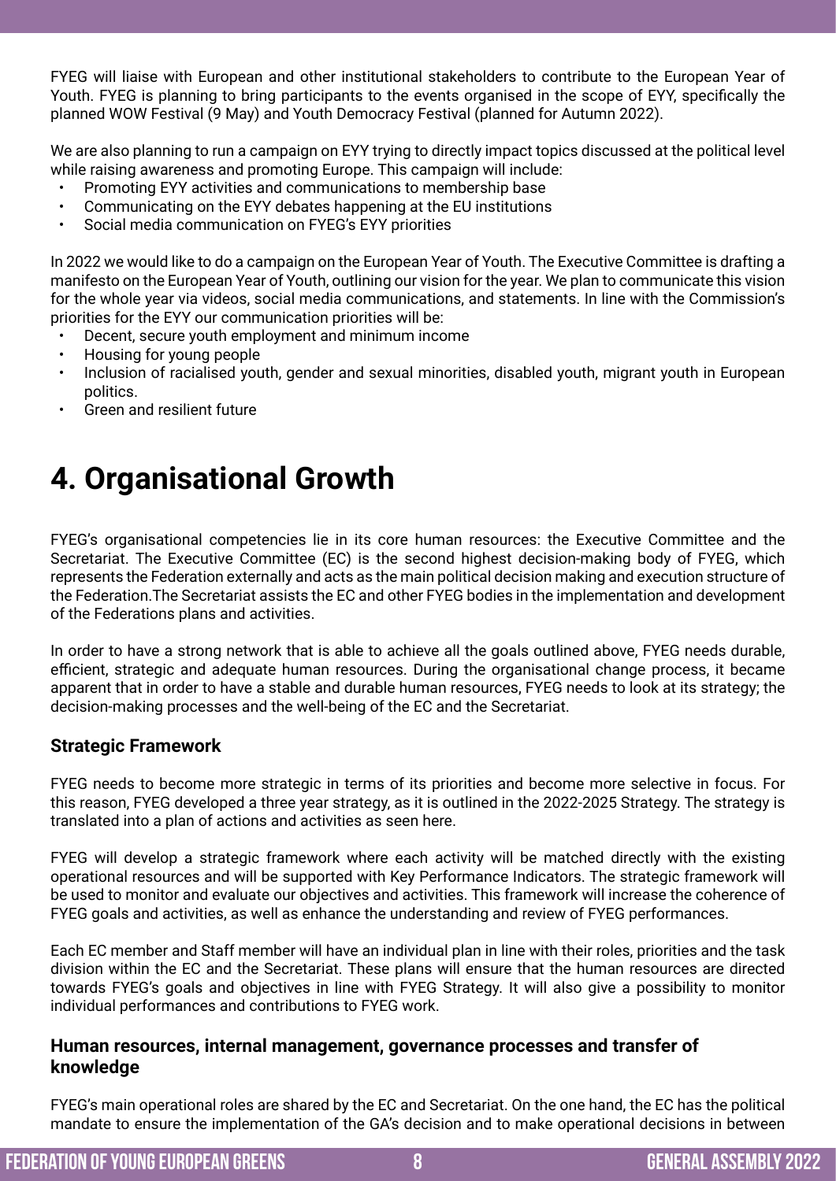FYEG will liaise with European and other institutional stakeholders to contribute to the European Year of Youth. FYEG is planning to bring participants to the events organised in the scope of EYY, specifically the planned WOW Festival (9 May) and Youth Democracy Festival (planned for Autumn 2022).

We are also planning to run a campaign on EYY trying to directly impact topics discussed at the political level while raising awareness and promoting Europe. This campaign will include:

- Promoting EYY activities and communications to membership base
- Communicating on the EYY debates happening at the EU institutions
- Social media communication on FYEG's EYY priorities

In 2022 we would like to do a campaign on the European Year of Youth. The Executive Committee is drafting a manifesto on the European Year of Youth, outlining our vision for the year. We plan to communicate this vision for the whole year via videos, social media communications, and statements. In line with the Commission's priorities for the EYY our communication priorities will be:

- Decent, secure youth employment and minimum income
- Housing for young people
- Inclusion of racialised youth, gender and sexual minorities, disabled youth, migrant youth in European politics.
- Green and resilient future

# 4. Organisational Growth

FYEG's organisational competencies lie in its core human resources: the Executive Committee and the Secretariat. The Executive Committee (EC) is the second highest decision-making body of FYEG, which represents the Federation externally and acts as the main political decision making and execution structure of the Federation.The Secretariat assists the EC and other FYEG bodies in the implementation and development of the Federations plans and activities.

In order to have a strong network that is able to achieve all the goals outlined above, FYEG needs durable, efficient, strategic and adequate human resources. During the organisational change process, it became apparent that in order to have a stable and durable human resources, FYEG needs to look at its strategy; the decision-making processes and the well-being of the EC and the Secretariat.

### Strategic Framework

FYEG needs to become more strategic in terms of its priorities and become more selective in focus. For this reason, FYEG developed a three year strategy, as it is outlined in the 2022-2025 Strategy. The strategy is translated into a plan of actions and activities as seen here.

FYEG will develop a strategic framework where each activity will be matched directly with the existing operational resources and will be supported with Key Performance Indicators. The strategic framework will be used to monitor and evaluate our objectives and activities. This framework will increase the coherence of FYEG goals and activities, as well as enhance the understanding and review of FYEG performances.

Each EC member and Staff member will have an individual plan in line with their roles, priorities and the task division within the EC and the Secretariat. These plans will ensure that the human resources are directed towards FYEG's goals and objectives in line with FYEG Strategy. It will also give a possibility to monitor individual performances and contributions to FYEG work.

### Human resources, internal management, governance processes and transfer of knowledge

FYEG's main operational roles are shared by the EC and Secretariat. On the one hand, the EC has the political mandate to ensure the implementation of the GA's decision and to make operational decisions in between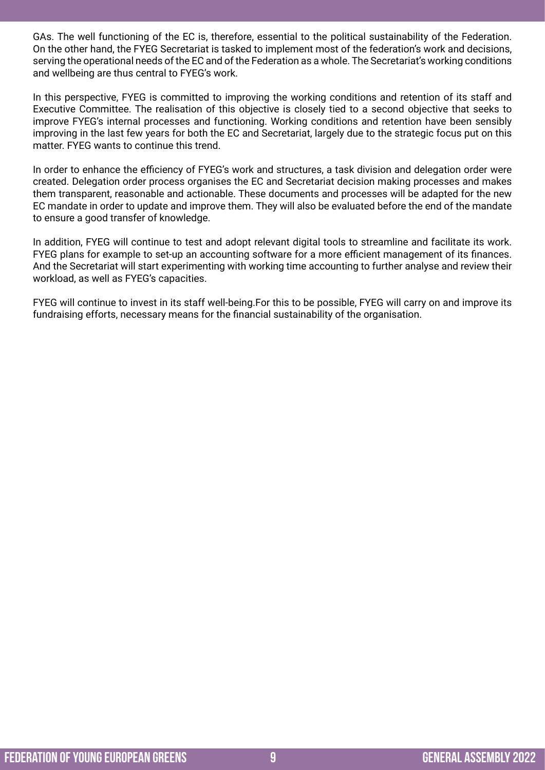GAs. The well functioning of the EC is, therefore, essential to the political sustainability of the Federation. On the other hand, the FYEG Secretariat is tasked to implement most of the federation's work and decisions, serving the operational needs of the EC and of the Federation as a whole. The Secretariat's working conditions and wellbeing are thus central to FYEG's work.

In this perspective, FYEG is committed to improving the working conditions and retention of its staff and Executive Committee. The realisation of this objective is closely tied to a second objective that seeks to improve FYEG's internal processes and functioning. Working conditions and retention have been sensibly improving in the last few years for both the EC and Secretariat, largely due to the strategic focus put on this matter. FYEG wants to continue this trend.

In order to enhance the efficiency of FYEG's work and structures, a task division and delegation order were created. Delegation order process organises the EC and Secretariat decision making processes and makes them transparent, reasonable and actionable. These documents and processes will be adapted for the new EC mandate in order to update and improve them. They will also be evaluated before the end of the mandate to ensure a good transfer of knowledge.

In addition, FYEG will continue to test and adopt relevant digital tools to streamline and facilitate its work. FYEG plans for example to set-up an accounting software for a more efficient management of its finances. And the Secretariat will start experimenting with working time accounting to further analyse and review their workload, as well as FYEG's capacities.

FYEG will continue to invest in its staff well-being.For this to be possible, FYEG will carry on and improve its fundraising efforts, necessary means for the financial sustainability of the organisation.